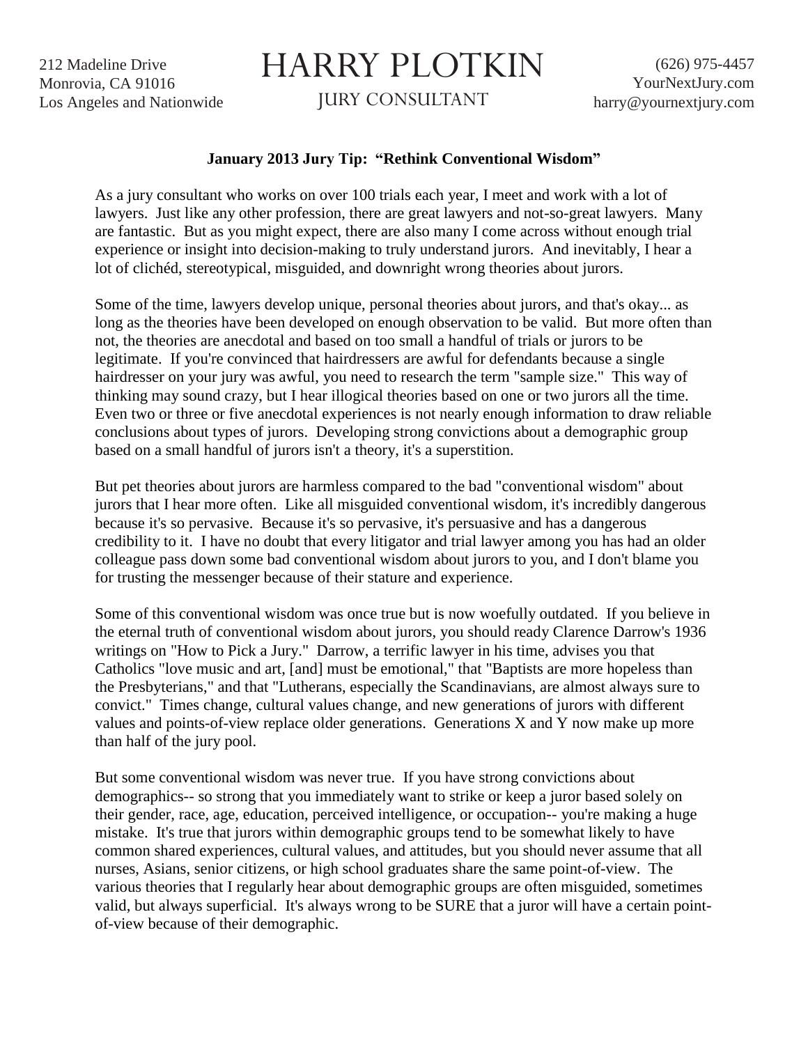212 Madeline Drive
Monrovia, CA 91016
Los Angeles and Nationwide

# HARRY PLOTKIN

JURY CONSULTANT

(626) 975-4457
YourNextJury.com
harry@yournextjury.com

**January 2013 Jury Tip: "Rethink Conventional Wisdom"**

As a jury consultant who works on over 100 trials each year, I meet and work with a lot of lawyers. Just like any other profession, there are great lawyers and not-so-great lawyers. Many are fantastic. But as you might expect, there are also many I come across without enough trial experience or insight into decision-making to truly understand jurors. And inevitably, I hear a lot of clichéd, stereotypical, misguided, and downright wrong theories about jurors.

Some of the time, lawyers develop unique, personal theories about jurors, and that's okay... as long as the theories have been developed on enough observation to be valid. But more often than not, the theories are anecdotal and based on too small a handful of trials or jurors to be legitimate. If you're convinced that hairdressers are awful for defendants because a single hairdresser on your jury was awful, you need to research the term "sample size." This way of thinking may sound crazy, but I hear illogical theories based on one or two jurors all the time. Even two or three or five anecdotal experiences is not nearly enough information to draw reliable conclusions about types of jurors. Developing strong convictions about a demographic group based on a small handful of jurors isn't a theory, it's a superstition.

But pet theories about jurors are harmless compared to the bad "conventional wisdom" about jurors that I hear more often. Like all misguided conventional wisdom, it's incredibly dangerous because it's so pervasive. Because it's so pervasive, it's persuasive and has a dangerous credibility to it. I have no doubt that every litigator and trial lawyer among you has had an older colleague pass down some bad conventional wisdom about jurors to you, and I don't blame you for trusting the messenger because of their stature and experience.

Some of this conventional wisdom was once true but is now woefully outdated. If you believe in the eternal truth of conventional wisdom about jurors, you should ready Clarence Darrow's 1936 writings on "How to Pick a Jury." Darrow, a terrific lawyer in his time, advises you that Catholics "love music and art, [and] must be emotional," that "Baptists are more hopeless than the Presbyterians," and that "Lutherans, especially the Scandinavians, are almost always sure to convict." Times change, cultural values change, and new generations of jurors with different values and points-of-view replace older generations. Generations X and Y now make up more than half of the jury pool.

But some conventional wisdom was never true. If you have strong convictions about demographics-- so strong that you immediately want to strike or keep a juror based solely on their gender, race, age, education, perceived intelligence, or occupation-- you're making a huge mistake. It's true that jurors within demographic groups tend to be somewhat likely to have common shared experiences, cultural values, and attitudes, but you should never assume that all nurses, Asians, senior citizens, or high school graduates share the same point-of-view. The various theories that I regularly hear about demographic groups are often misguided, sometimes valid, but always superficial. It's always wrong to be SURE that a juror will have a certain point-of-view because of their demographic.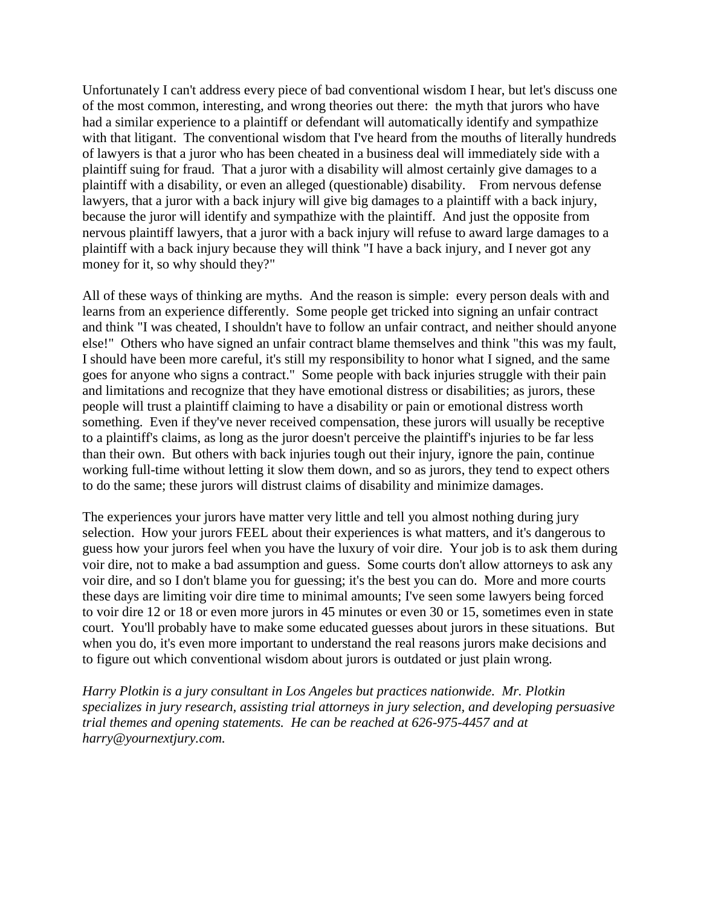Unfortunately I can't address every piece of bad conventional wisdom I hear, but let's discuss one of the most common, interesting, and wrong theories out there: the myth that jurors who have had a similar experience to a plaintiff or defendant will automatically identify and sympathize with that litigant. The conventional wisdom that I've heard from the mouths of literally hundreds of lawyers is that a juror who has been cheated in a business deal will immediately side with a plaintiff suing for fraud. That a juror with a disability will almost certainly give damages to a plaintiff with a disability, or even an alleged (questionable) disability. From nervous defense lawyers, that a juror with a back injury will give big damages to a plaintiff with a back injury, because the juror will identify and sympathize with the plaintiff. And just the opposite from nervous plaintiff lawyers, that a juror with a back injury will refuse to award large damages to a plaintiff with a back injury because they will think "I have a back injury, and I never got any money for it, so why should they?"

All of these ways of thinking are myths. And the reason is simple: every person deals with and learns from an experience differently. Some people get tricked into signing an unfair contract and think "I was cheated, I shouldn't have to follow an unfair contract, and neither should anyone else!" Others who have signed an unfair contract blame themselves and think "this was my fault, I should have been more careful, it's still my responsibility to honor what I signed, and the same goes for anyone who signs a contract." Some people with back injuries struggle with their pain and limitations and recognize that they have emotional distress or disabilities; as jurors, these people will trust a plaintiff claiming to have a disability or pain or emotional distress worth something. Even if they've never received compensation, these jurors will usually be receptive to a plaintiff's claims, as long as the juror doesn't perceive the plaintiff's injuries to be far less than their own. But others with back injuries tough out their injury, ignore the pain, continue working full-time without letting it slow them down, and so as jurors, they tend to expect others to do the same; these jurors will distrust claims of disability and minimize damages.

The experiences your jurors have matter very little and tell you almost nothing during jury selection. How your jurors FEEL about their experiences is what matters, and it's dangerous to guess how your jurors feel when you have the luxury of voir dire. Your job is to ask them during voir dire, not to make a bad assumption and guess. Some courts don't allow attorneys to ask any voir dire, and so I don't blame you for guessing; it's the best you can do. More and more courts these days are limiting voir dire time to minimal amounts; I've seen some lawyers being forced to voir dire 12 or 18 or even more jurors in 45 minutes or even 30 or 15, sometimes even in state court. You'll probably have to make some educated guesses about jurors in these situations. But when you do, it's even more important to understand the real reasons jurors make decisions and to figure out which conventional wisdom about jurors is outdated or just plain wrong.

*Harry Plotkin is a jury consultant in Los Angeles but practices nationwide. Mr. Plotkin specializes in jury research, assisting trial attorneys in jury selection, and developing persuasive trial themes and opening statements. He can be reached at 626-975-4457 and at harry@yournextjury.com.*